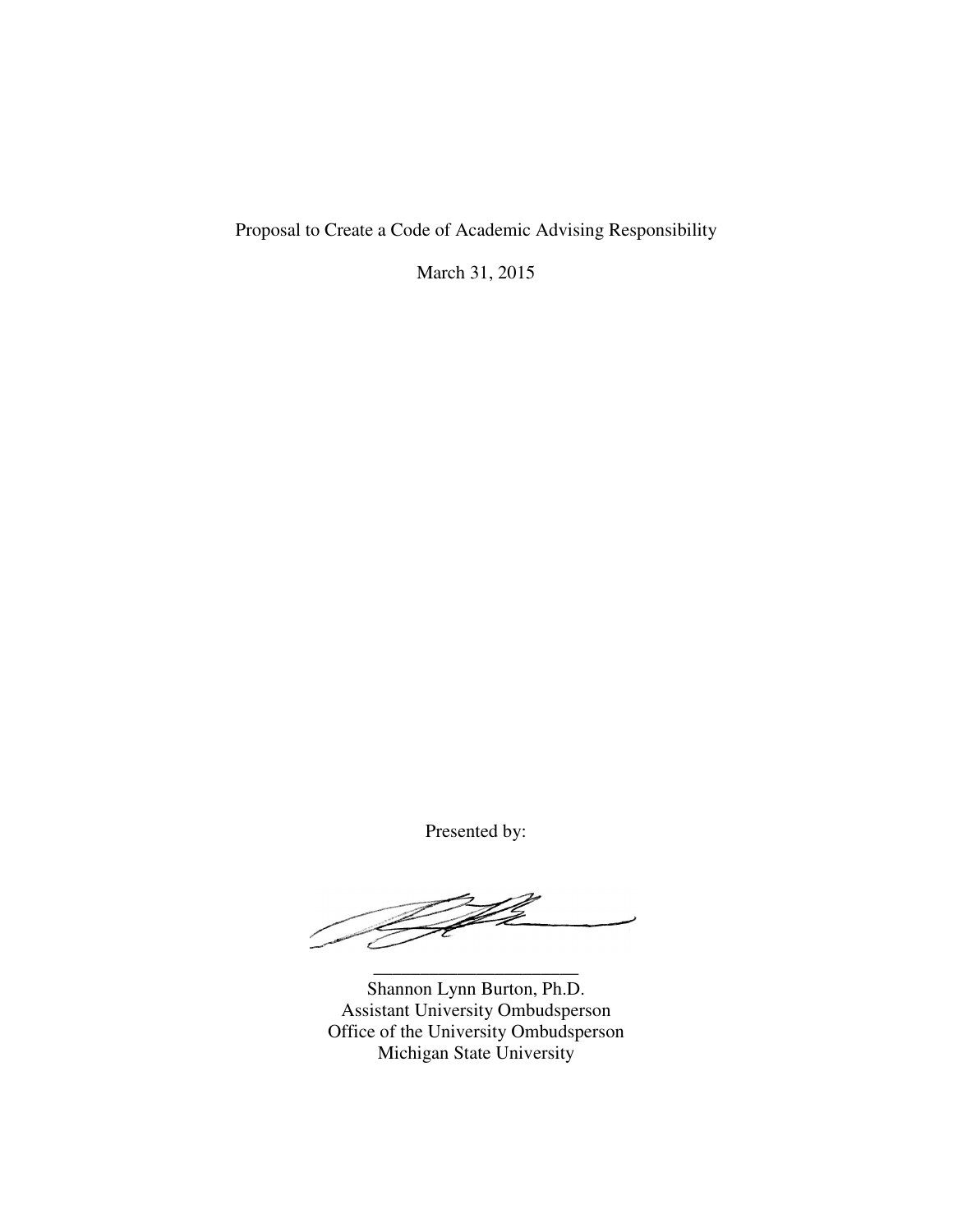# Proposal to Create a Code of Academic Advising Responsibility

March 31, 2015

Presented by:

\_\_\_\_\_\_\_\_\_\_\_\_\_\_\_\_\_\_\_\_\_\_

Shannon Lynn Burton, Ph.D.
Assistant University Ombudsperson
Office of the University Ombudsperson
Michigan State University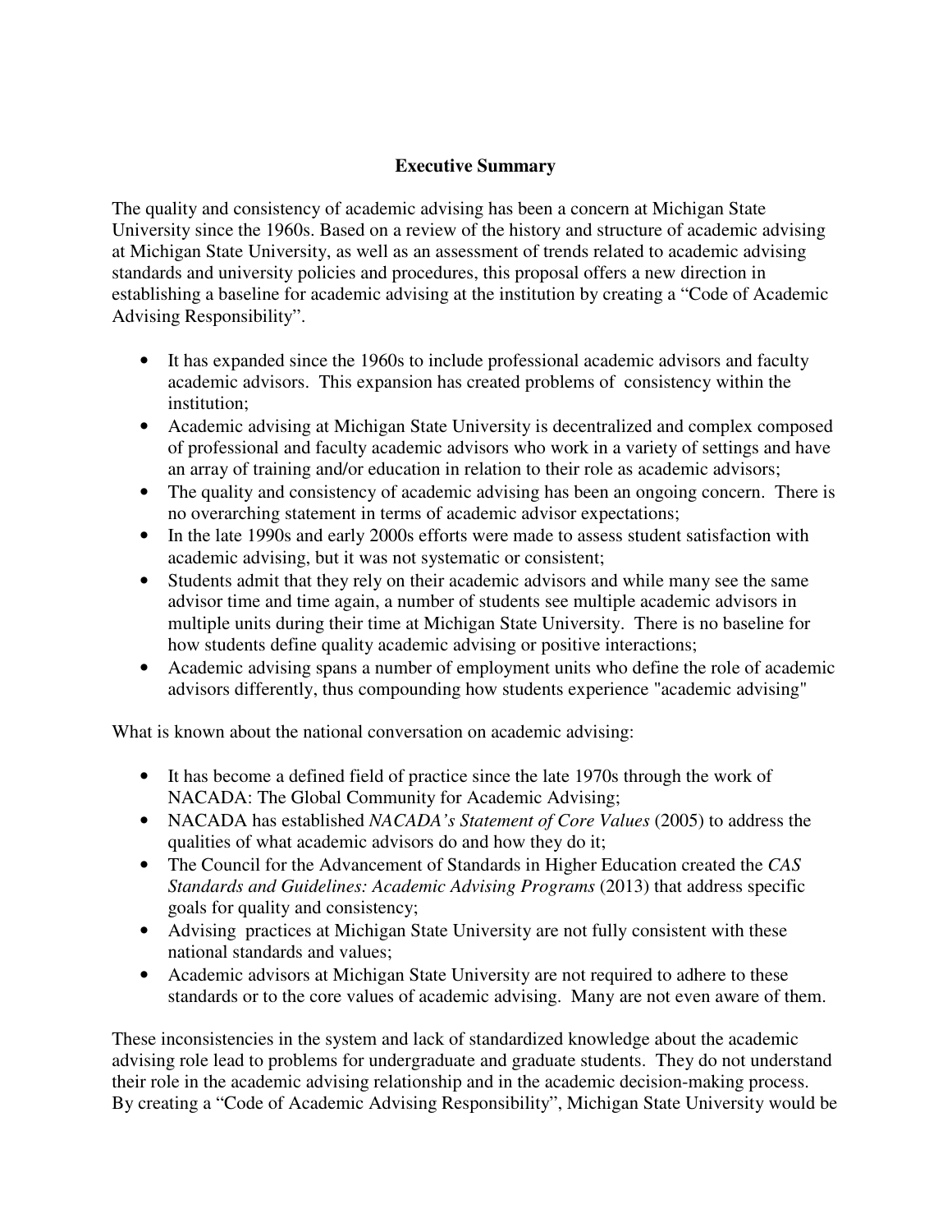## Executive Summary

The quality and consistency of academic advising has been a concern at Michigan State University since the 1960s. Based on a review of the history and structure of academic advising at Michigan State University, as well as an assessment of trends related to academic advising standards and university policies and procedures, this proposal offers a new direction in establishing a baseline for academic advising at the institution by creating a "Code of Academic Advising Responsibility".

- It has expanded since the 1960s to include professional academic advisors and faculty academic advisors. This expansion has created problems of consistency within the institution;
- Academic advising at Michigan State University is decentralized and complex composed of professional and faculty academic advisors who work in a variety of settings and have an array of training and/or education in relation to their role as academic advisors;
- The quality and consistency of academic advising has been an ongoing concern. There is no overarching statement in terms of academic advisor expectations;
- In the late 1990s and early 2000s efforts were made to assess student satisfaction with academic advising, but it was not systematic or consistent;
- Students admit that they rely on their academic advisors and while many see the same advisor time and time again, a number of students see multiple academic advisors in multiple units during their time at Michigan State University. There is no baseline for how students define quality academic advising or positive interactions;
- Academic advising spans a number of employment units who define the role of academic advisors differently, thus compounding how students experience "academic advising"

What is known about the national conversation on academic advising:

- It has become a defined field of practice since the late 1970s through the work of NACADA: The Global Community for Academic Advising;
- NACADA has established *NACADA's Statement of Core Values* (2005) to address the qualities of what academic advisors do and how they do it;
- The Council for the Advancement of Standards in Higher Education created the *CAS Standards and Guidelines: Academic Advising Programs* (2013) that address specific goals for quality and consistency;
- Advising practices at Michigan State University are not fully consistent with these national standards and values;
- Academic advisors at Michigan State University are not required to adhere to these standards or to the core values of academic advising. Many are not even aware of them.

These inconsistencies in the system and lack of standardized knowledge about the academic advising role lead to problems for undergraduate and graduate students. They do not understand their role in the academic advising relationship and in the academic decision-making process. By creating a "Code of Academic Advising Responsibility", Michigan State University would be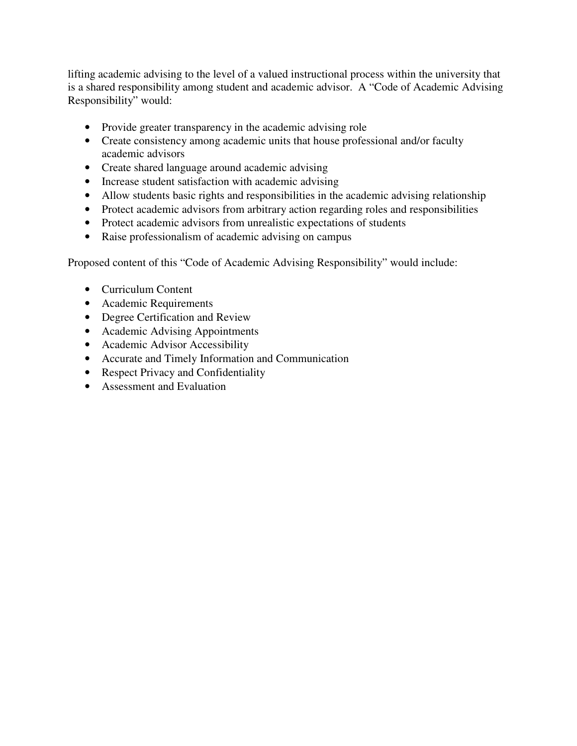lifting academic advising to the level of a valued instructional process within the university that is a shared responsibility among student and academic advisor. A "Code of Academic Advising Responsibility" would:

- Provide greater transparency in the academic advising role
- Create consistency among academic units that house professional and/or faculty academic advisors
- Create shared language around academic advising
- Increase student satisfaction with academic advising
- Allow students basic rights and responsibilities in the academic advising relationship
- Protect academic advisors from arbitrary action regarding roles and responsibilities
- Protect academic advisors from unrealistic expectations of students
- Raise professionalism of academic advising on campus

Proposed content of this "Code of Academic Advising Responsibility" would include:

- Curriculum Content
- Academic Requirements
- Degree Certification and Review
- Academic Advising Appointments
- Academic Advisor Accessibility
- Accurate and Timely Information and Communication
- Respect Privacy and Confidentiality
- Assessment and Evaluation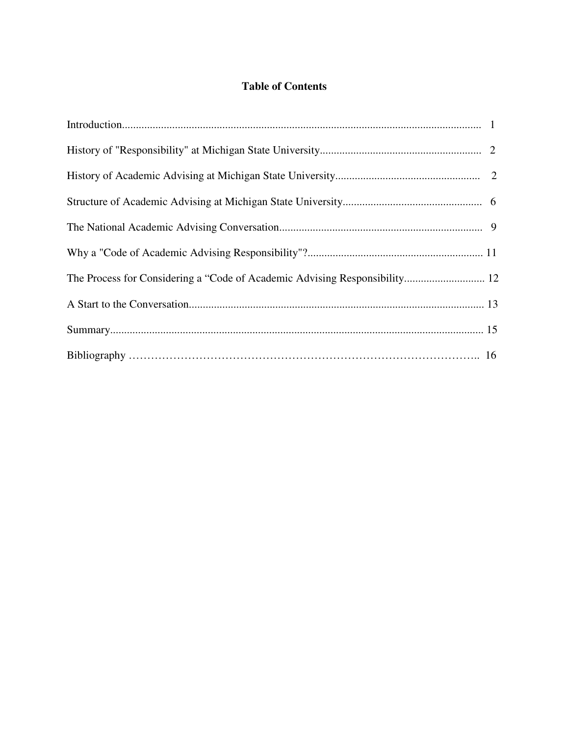# Table of Contents

| | |
|---|---|
| Introduction | 1 |
| History of "Responsibility" at Michigan State University | 2 |
| History of Academic Advising at Michigan State University | 2 |
| Structure of Academic Advising at Michigan State University | 6 |
| The National Academic Advising Conversation | 9 |
| Why a "Code of Academic Advising Responsibility"? | 11 |
| The Process for Considering a "Code of Academic Advising Responsibility | 12 |
| A Start to the Conversation | 13 |
| Summary | 15 |
| Bibliography | 16 |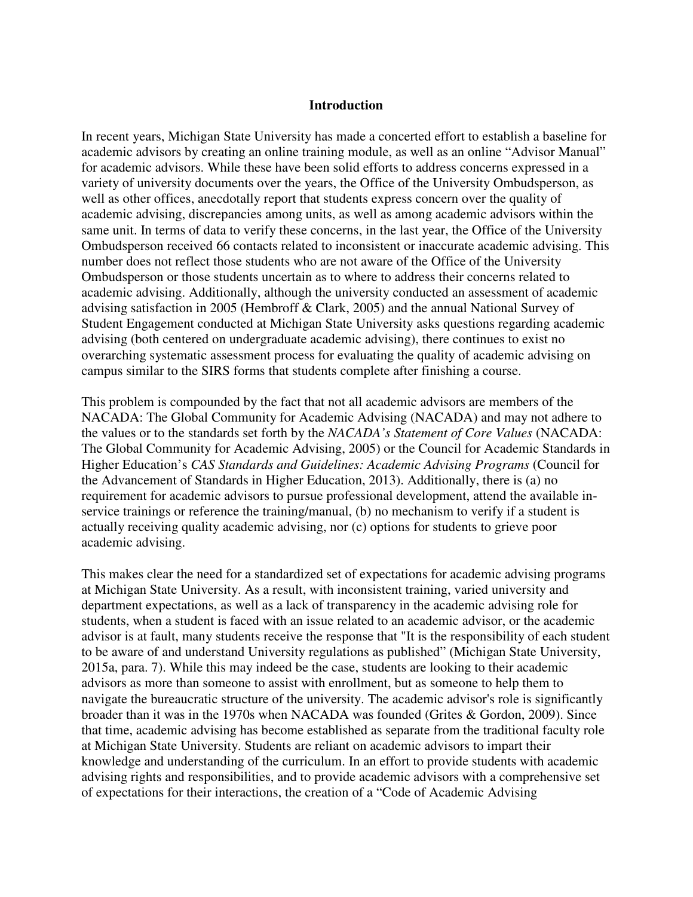## Introduction

In recent years, Michigan State University has made a concerted effort to establish a baseline for academic advisors by creating an online training module, as well as an online "Advisor Manual" for academic advisors. While these have been solid efforts to address concerns expressed in a variety of university documents over the years, the Office of the University Ombudsperson, as well as other offices, anecdotally report that students express concern over the quality of academic advising, discrepancies among units, as well as among academic advisors within the same unit. In terms of data to verify these concerns, in the last year, the Office of the University Ombudsperson received 66 contacts related to inconsistent or inaccurate academic advising. This number does not reflect those students who are not aware of the Office of the University Ombudsperson or those students uncertain as to where to address their concerns related to academic advising. Additionally, although the university conducted an assessment of academic advising satisfaction in 2005 (Hembroff & Clark, 2005) and the annual National Survey of Student Engagement conducted at Michigan State University asks questions regarding academic advising (both centered on undergraduate academic advising), there continues to exist no overarching systematic assessment process for evaluating the quality of academic advising on campus similar to the SIRS forms that students complete after finishing a course.

This problem is compounded by the fact that not all academic advisors are members of the NACADA: The Global Community for Academic Advising (NACADA) and may not adhere to the values or to the standards set forth by the *NACADA's Statement of Core Values* (NACADA: The Global Community for Academic Advising, 2005) or the Council for Academic Standards in Higher Education's *CAS Standards and Guidelines: Academic Advising Programs* (Council for the Advancement of Standards in Higher Education, 2013). Additionally, there is (a) no requirement for academic advisors to pursue professional development, attend the available in-service trainings or reference the training/manual, (b) no mechanism to verify if a student is actually receiving quality academic advising, nor (c) options for students to grieve poor academic advising.

This makes clear the need for a standardized set of expectations for academic advising programs at Michigan State University. As a result, with inconsistent training, varied university and department expectations, as well as a lack of transparency in the academic advising role for students, when a student is faced with an issue related to an academic advisor, or the academic advisor is at fault, many students receive the response that "It is the responsibility of each student to be aware of and understand University regulations as published" (Michigan State University, 2015a, para. 7). While this may indeed be the case, students are looking to their academic advisors as more than someone to assist with enrollment, but as someone to help them to navigate the bureaucratic structure of the university. The academic advisor's role is significantly broader than it was in the 1970s when NACADA was founded (Grites & Gordon, 2009). Since that time, academic advising has become established as separate from the traditional faculty role at Michigan State University. Students are reliant on academic advisors to impart their knowledge and understanding of the curriculum. In an effort to provide students with academic advising rights and responsibilities, and to provide academic advisors with a comprehensive set of expectations for their interactions, the creation of a "Code of Academic Advising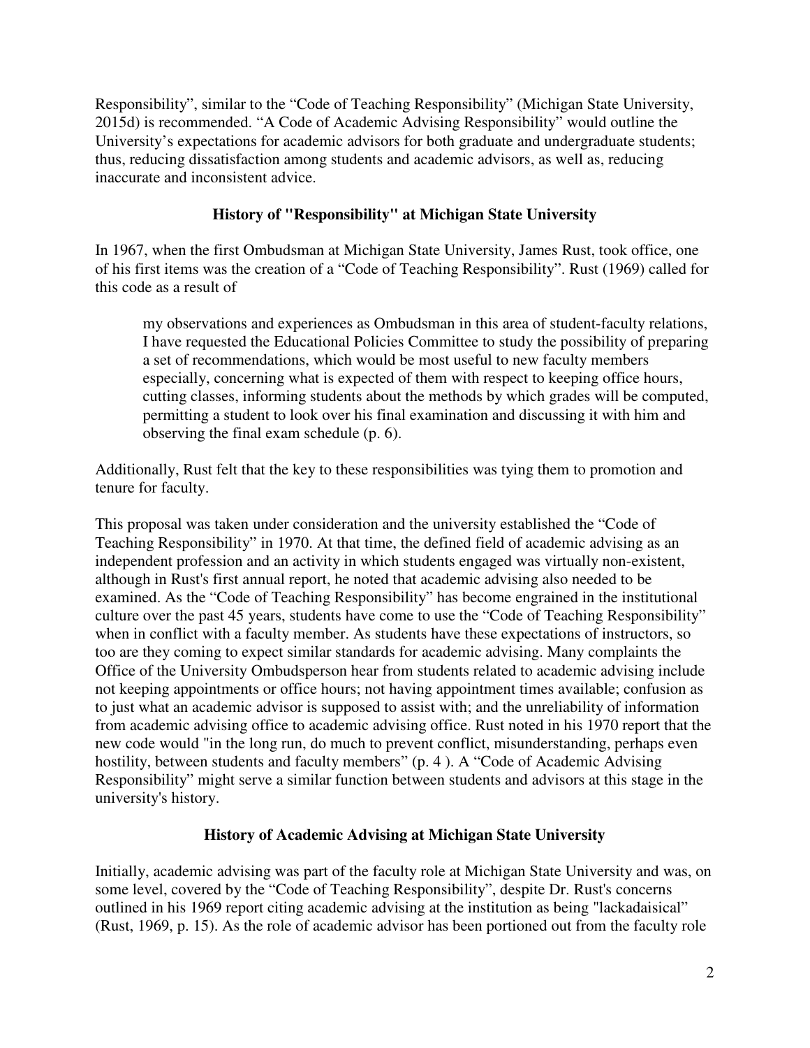Responsibility", similar to the "Code of Teaching Responsibility" (Michigan State University, 2015d) is recommended. "A Code of Academic Advising Responsibility" would outline the University's expectations for academic advisors for both graduate and undergraduate students; thus, reducing dissatisfaction among students and academic advisors, as well as, reducing inaccurate and inconsistent advice.

## History of "Responsibility" at Michigan State University

In 1967, when the first Ombudsman at Michigan State University, James Rust, took office, one of his first items was the creation of a "Code of Teaching Responsibility". Rust (1969) called for this code as a result of

> my observations and experiences as Ombudsman in this area of student-faculty relations, I have requested the Educational Policies Committee to study the possibility of preparing a set of recommendations, which would be most useful to new faculty members especially, concerning what is expected of them with respect to keeping office hours, cutting classes, informing students about the methods by which grades will be computed, permitting a student to look over his final examination and discussing it with him and observing the final exam schedule (p. 6).

Additionally, Rust felt that the key to these responsibilities was tying them to promotion and tenure for faculty.

This proposal was taken under consideration and the university established the "Code of Teaching Responsibility" in 1970. At that time, the defined field of academic advising as an independent profession and an activity in which students engaged was virtually non-existent, although in Rust's first annual report, he noted that academic advising also needed to be examined. As the "Code of Teaching Responsibility" has become engrained in the institutional culture over the past 45 years, students have come to use the "Code of Teaching Responsibility" when in conflict with a faculty member. As students have these expectations of instructors, so too are they coming to expect similar standards for academic advising. Many complaints the Office of the University Ombudsperson hear from students related to academic advising include not keeping appointments or office hours; not having appointment times available; confusion as to just what an academic advisor is supposed to assist with; and the unreliability of information from academic advising office to academic advising office. Rust noted in his 1970 report that the new code would "in the long run, do much to prevent conflict, misunderstanding, perhaps even hostility, between students and faculty members" (p. 4 ). A "Code of Academic Advising Responsibility" might serve a similar function between students and advisors at this stage in the university's history.

## History of Academic Advising at Michigan State University

Initially, academic advising was part of the faculty role at Michigan State University and was, on some level, covered by the "Code of Teaching Responsibility", despite Dr. Rust's concerns outlined in his 1969 report citing academic advising at the institution as being "lackadaisical" (Rust, 1969, p. 15). As the role of academic advisor has been portioned out from the faculty role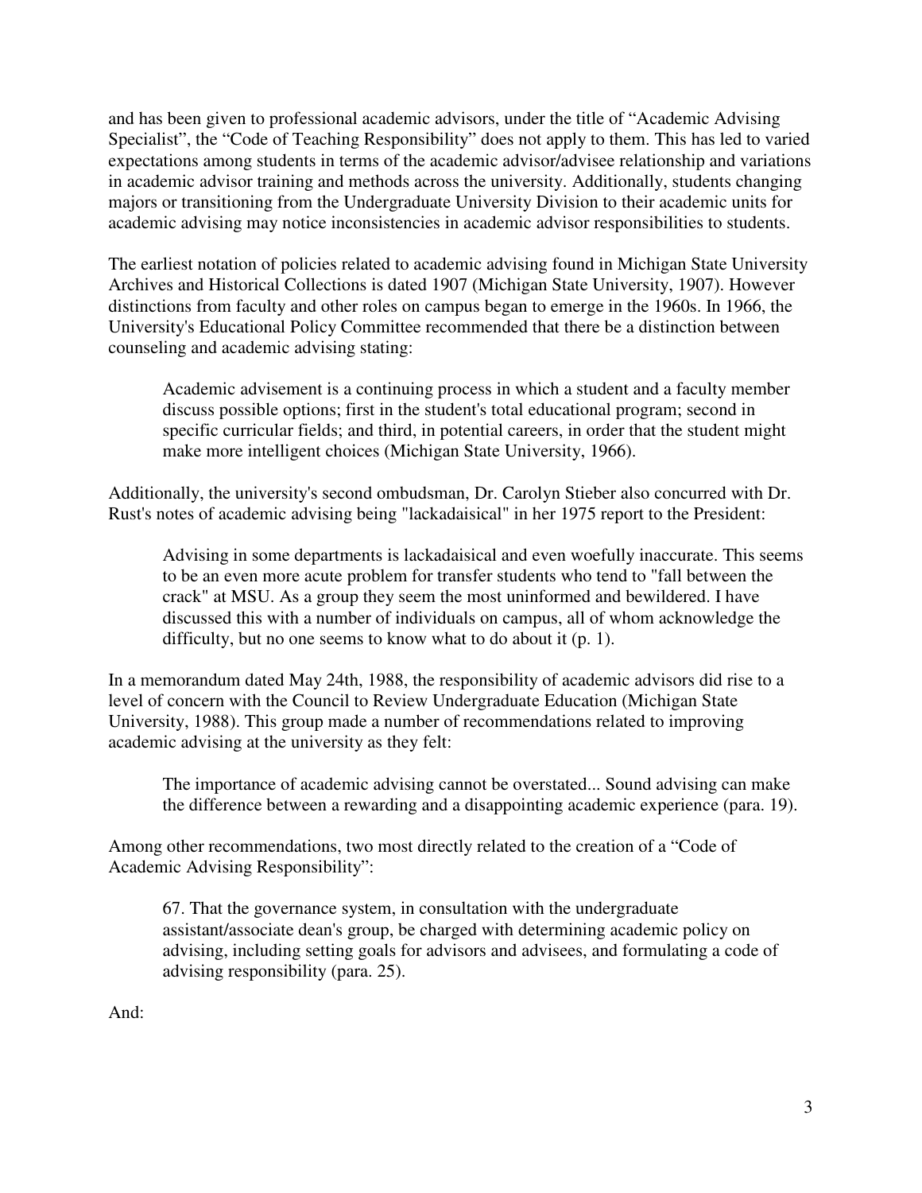and has been given to professional academic advisors, under the title of "Academic Advising Specialist", the "Code of Teaching Responsibility" does not apply to them. This has led to varied expectations among students in terms of the academic advisor/advisee relationship and variations in academic advisor training and methods across the university. Additionally, students changing majors or transitioning from the Undergraduate University Division to their academic units for academic advising may notice inconsistencies in academic advisor responsibilities to students.

The earliest notation of policies related to academic advising found in Michigan State University Archives and Historical Collections is dated 1907 (Michigan State University, 1907). However distinctions from faculty and other roles on campus began to emerge in the 1960s. In 1966, the University's Educational Policy Committee recommended that there be a distinction between counseling and academic advising stating:

> Academic advisement is a continuing process in which a student and a faculty member discuss possible options; first in the student's total educational program; second in specific curricular fields; and third, in potential careers, in order that the student might make more intelligent choices (Michigan State University, 1966).

Additionally, the university's second ombudsman, Dr. Carolyn Stieber also concurred with Dr. Rust's notes of academic advising being "lackadaisical" in her 1975 report to the President:

> Advising in some departments is lackadaisical and even woefully inaccurate. This seems to be an even more acute problem for transfer students who tend to "fall between the crack" at MSU. As a group they seem the most uninformed and bewildered. I have discussed this with a number of individuals on campus, all of whom acknowledge the difficulty, but no one seems to know what to do about it (p. 1).

In a memorandum dated May 24th, 1988, the responsibility of academic advisors did rise to a level of concern with the Council to Review Undergraduate Education (Michigan State University, 1988). This group made a number of recommendations related to improving academic advising at the university as they felt:

> The importance of academic advising cannot be overstated... Sound advising can make the difference between a rewarding and a disappointing academic experience (para. 19).

Among other recommendations, two most directly related to the creation of a "Code of Academic Advising Responsibility":

> 67. That the governance system, in consultation with the undergraduate assistant/associate dean's group, be charged with determining academic policy on advising, including setting goals for advisors and advisees, and formulating a code of advising responsibility (para. 25).

And: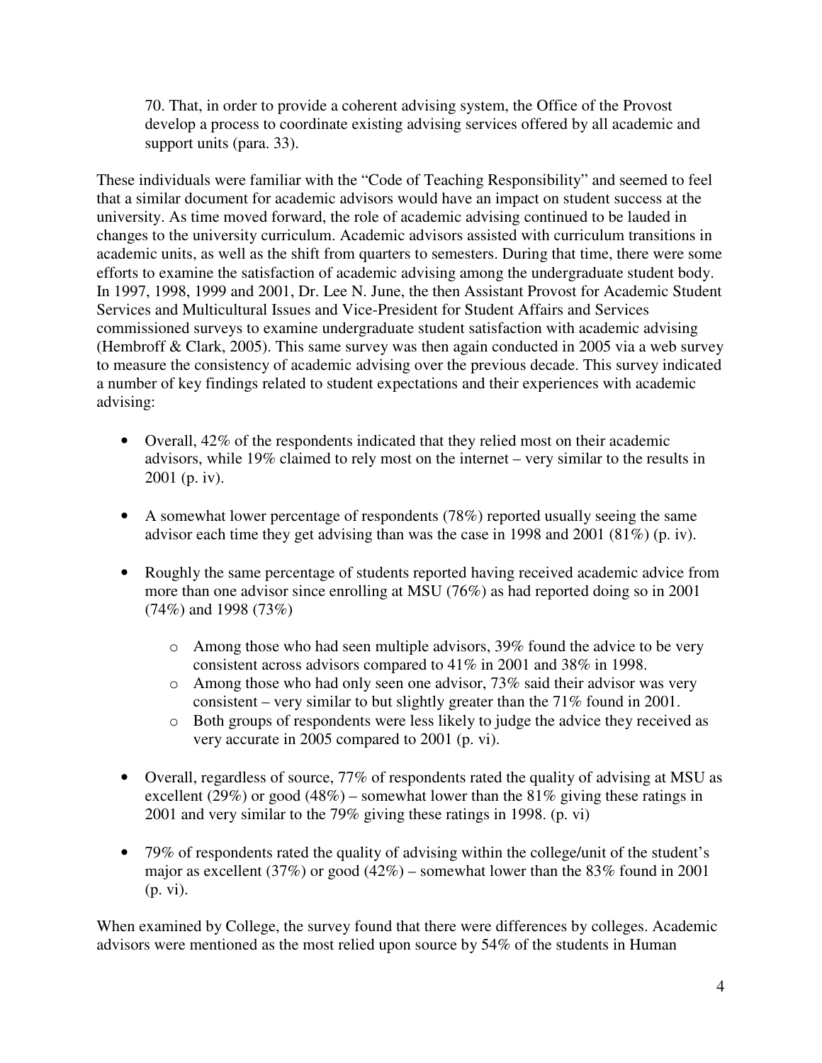> 70. That, in order to provide a coherent advising system, the Office of the Provost develop a process to coordinate existing advising services offered by all academic and support units (para. 33).

These individuals were familiar with the "Code of Teaching Responsibility" and seemed to feel that a similar document for academic advisors would have an impact on student success at the university. As time moved forward, the role of academic advising continued to be lauded in changes to the university curriculum. Academic advisors assisted with curriculum transitions in academic units, as well as the shift from quarters to semesters. During that time, there were some efforts to examine the satisfaction of academic advising among the undergraduate student body. In 1997, 1998, 1999 and 2001, Dr. Lee N. June, the then Assistant Provost for Academic Student Services and Multicultural Issues and Vice-President for Student Affairs and Services commissioned surveys to examine undergraduate student satisfaction with academic advising (Hembroff & Clark, 2005). This same survey was then again conducted in 2005 via a web survey to measure the consistency of academic advising over the previous decade. This survey indicated a number of key findings related to student expectations and their experiences with academic advising:

- Overall, 42% of the respondents indicated that they relied most on their academic advisors, while 19% claimed to rely most on the internet – very similar to the results in 2001 (p. iv).
- A somewhat lower percentage of respondents (78%) reported usually seeing the same advisor each time they get advising than was the case in 1998 and 2001 (81%) (p. iv).
- Roughly the same percentage of students reported having received academic advice from more than one advisor since enrolling at MSU (76%) as had reported doing so in 2001 (74%) and 1998 (73%)
    - Among those who had seen multiple advisors, 39% found the advice to be very consistent across advisors compared to 41% in 2001 and 38% in 1998.
    - Among those who had only seen one advisor, 73% said their advisor was very consistent – very similar to but slightly greater than the 71% found in 2001.
    - Both groups of respondents were less likely to judge the advice they received as very accurate in 2005 compared to 2001 (p. vi).
- Overall, regardless of source, 77% of respondents rated the quality of advising at MSU as excellent (29%) or good (48%) – somewhat lower than the 81% giving these ratings in 2001 and very similar to the 79% giving these ratings in 1998. (p. vi)
- 79% of respondents rated the quality of advising within the college/unit of the student's major as excellent (37%) or good (42%) – somewhat lower than the 83% found in 2001 (p. vi).

When examined by College, the survey found that there were differences by colleges. Academic advisors were mentioned as the most relied upon source by 54% of the students in Human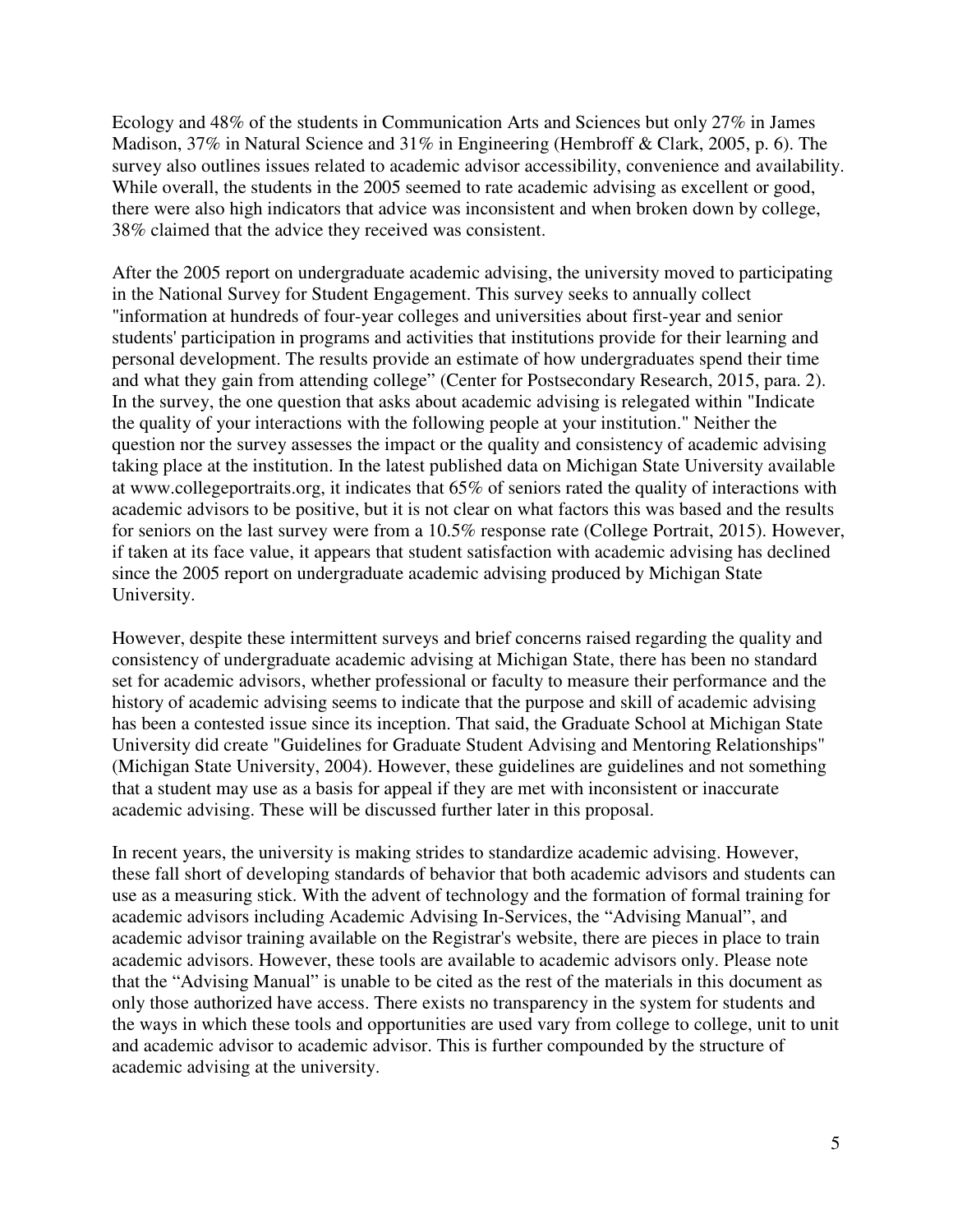Ecology and 48% of the students in Communication Arts and Sciences but only 27% in James Madison, 37% in Natural Science and 31% in Engineering (Hembroff & Clark, 2005, p. 6). The survey also outlines issues related to academic advisor accessibility, convenience and availability. While overall, the students in the 2005 seemed to rate academic advising as excellent or good, there were also high indicators that advice was inconsistent and when broken down by college, 38% claimed that the advice they received was consistent.

After the 2005 report on undergraduate academic advising, the university moved to participating in the National Survey for Student Engagement. This survey seeks to annually collect "information at hundreds of four-year colleges and universities about first-year and senior students' participation in programs and activities that institutions provide for their learning and personal development. The results provide an estimate of how undergraduates spend their time and what they gain from attending college" (Center for Postsecondary Research, 2015, para. 2). In the survey, the one question that asks about academic advising is relegated within "Indicate the quality of your interactions with the following people at your institution." Neither the question nor the survey assesses the impact or the quality and consistency of academic advising taking place at the institution. In the latest published data on Michigan State University available at www.collegeportraits.org, it indicates that 65% of seniors rated the quality of interactions with academic advisors to be positive, but it is not clear on what factors this was based and the results for seniors on the last survey were from a 10.5% response rate (College Portrait, 2015). However, if taken at its face value, it appears that student satisfaction with academic advising has declined since the 2005 report on undergraduate academic advising produced by Michigan State University.

However, despite these intermittent surveys and brief concerns raised regarding the quality and consistency of undergraduate academic advising at Michigan State, there has been no standard set for academic advisors, whether professional or faculty to measure their performance and the history of academic advising seems to indicate that the purpose and skill of academic advising has been a contested issue since its inception. That said, the Graduate School at Michigan State University did create "Guidelines for Graduate Student Advising and Mentoring Relationships" (Michigan State University, 2004). However, these guidelines are guidelines and not something that a student may use as a basis for appeal if they are met with inconsistent or inaccurate academic advising. These will be discussed further later in this proposal.

In recent years, the university is making strides to standardize academic advising. However, these fall short of developing standards of behavior that both academic advisors and students can use as a measuring stick. With the advent of technology and the formation of formal training for academic advisors including Academic Advising In-Services, the "Advising Manual", and academic advisor training available on the Registrar's website, there are pieces in place to train academic advisors. However, these tools are available to academic advisors only. Please note that the "Advising Manual" is unable to be cited as the rest of the materials in this document as only those authorized have access. There exists no transparency in the system for students and the ways in which these tools and opportunities are used vary from college to college, unit to unit and academic advisor to academic advisor. This is further compounded by the structure of academic advising at the university.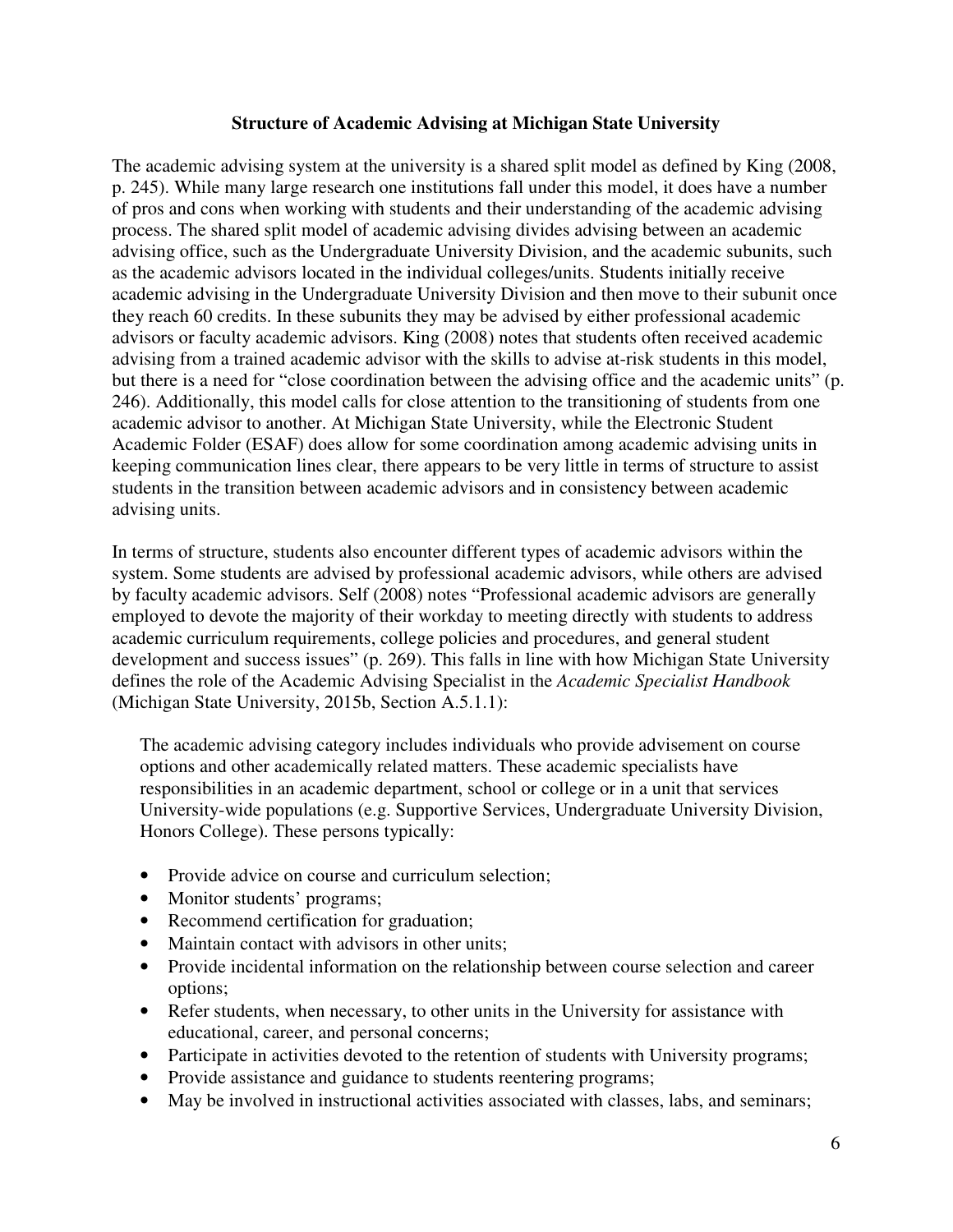## Structure of Academic Advising at Michigan State University

The academic advising system at the university is a shared split model as defined by King (2008, p. 245). While many large research one institutions fall under this model, it does have a number of pros and cons when working with students and their understanding of the academic advising process. The shared split model of academic advising divides advising between an academic advising office, such as the Undergraduate University Division, and the academic subunits, such as the academic advisors located in the individual colleges/units. Students initially receive academic advising in the Undergraduate University Division and then move to their subunit once they reach 60 credits. In these subunits they may be advised by either professional academic advisors or faculty academic advisors. King (2008) notes that students often received academic advising from a trained academic advisor with the skills to advise at-risk students in this model, but there is a need for "close coordination between the advising office and the academic units" (p. 246). Additionally, this model calls for close attention to the transitioning of students from one academic advisor to another. At Michigan State University, while the Electronic Student Academic Folder (ESAF) does allow for some coordination among academic advising units in keeping communication lines clear, there appears to be very little in terms of structure to assist students in the transition between academic advisors and in consistency between academic advising units.

In terms of structure, students also encounter different types of academic advisors within the system. Some students are advised by professional academic advisors, while others are advised by faculty academic advisors. Self (2008) notes "Professional academic advisors are generally employed to devote the majority of their workday to meeting directly with students to address academic curriculum requirements, college policies and procedures, and general student development and success issues" (p. 269). This falls in line with how Michigan State University defines the role of the Academic Advising Specialist in the *Academic Specialist Handbook* (Michigan State University, 2015b, Section A.5.1.1):

> The academic advising category includes individuals who provide advisement on course options and other academically related matters. These academic specialists have responsibilities in an academic department, school or college or in a unit that services University-wide populations (e.g. Supportive Services, Undergraduate University Division, Honors College). These persons typically:
>
> - Provide advice on course and curriculum selection;
> - Monitor students' programs;
> - Recommend certification for graduation;
> - Maintain contact with advisors in other units;
> - Provide incidental information on the relationship between course selection and career options;
> - Refer students, when necessary, to other units in the University for assistance with educational, career, and personal concerns;
> - Participate in activities devoted to the retention of students with University programs;
> - Provide assistance and guidance to students reentering programs;
> - May be involved in instructional activities associated with classes, labs, and seminars;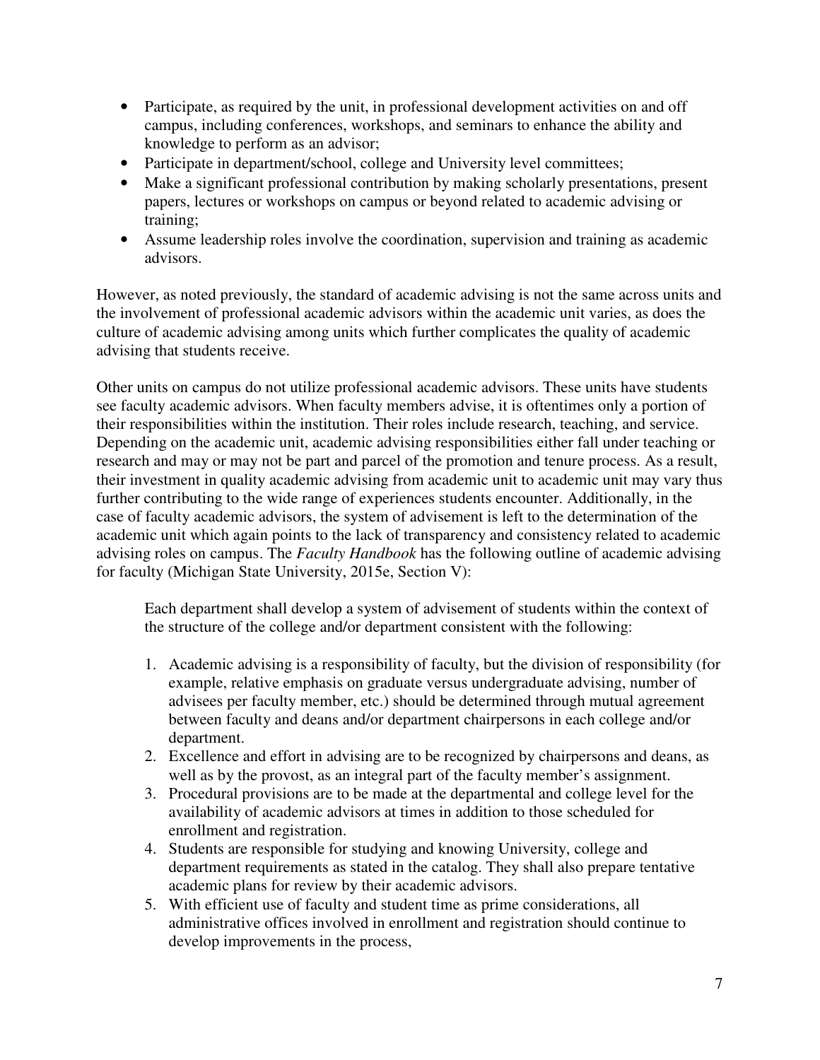- Participate, as required by the unit, in professional development activities on and off campus, including conferences, workshops, and seminars to enhance the ability and knowledge to perform as an advisor;
- Participate in department/school, college and University level committees;
- Make a significant professional contribution by making scholarly presentations, present papers, lectures or workshops on campus or beyond related to academic advising or training;
- Assume leadership roles involve the coordination, supervision and training as academic advisors.

However, as noted previously, the standard of academic advising is not the same across units and the involvement of professional academic advisors within the academic unit varies, as does the culture of academic advising among units which further complicates the quality of academic advising that students receive.

Other units on campus do not utilize professional academic advisors. These units have students see faculty academic advisors. When faculty members advise, it is oftentimes only a portion of their responsibilities within the institution. Their roles include research, teaching, and service. Depending on the academic unit, academic advising responsibilities either fall under teaching or research and may or may not be part and parcel of the promotion and tenure process. As a result, their investment in quality academic advising from academic unit to academic unit may vary thus further contributing to the wide range of experiences students encounter. Additionally, in the case of faculty academic advisors, the system of advisement is left to the determination of the academic unit which again points to the lack of transparency and consistency related to academic advising roles on campus. The *Faculty Handbook* has the following outline of academic advising for faculty (Michigan State University, 2015e, Section V):

> Each department shall develop a system of advisement of students within the context of the structure of the college and/or department consistent with the following:
>
> 1. Academic advising is a responsibility of faculty, but the division of responsibility (for example, relative emphasis on graduate versus undergraduate advising, number of advisees per faculty member, etc.) should be determined through mutual agreement between faculty and deans and/or department chairpersons in each college and/or department.
> 2. Excellence and effort in advising are to be recognized by chairpersons and deans, as well as by the provost, as an integral part of the faculty member's assignment.
> 3. Procedural provisions are to be made at the departmental and college level for the availability of academic advisors at times in addition to those scheduled for enrollment and registration.
> 4. Students are responsible for studying and knowing University, college and department requirements as stated in the catalog. They shall also prepare tentative academic plans for review by their academic advisors.
> 5. With efficient use of faculty and student time as prime considerations, all administrative offices involved in enrollment and registration should continue to develop improvements in the process,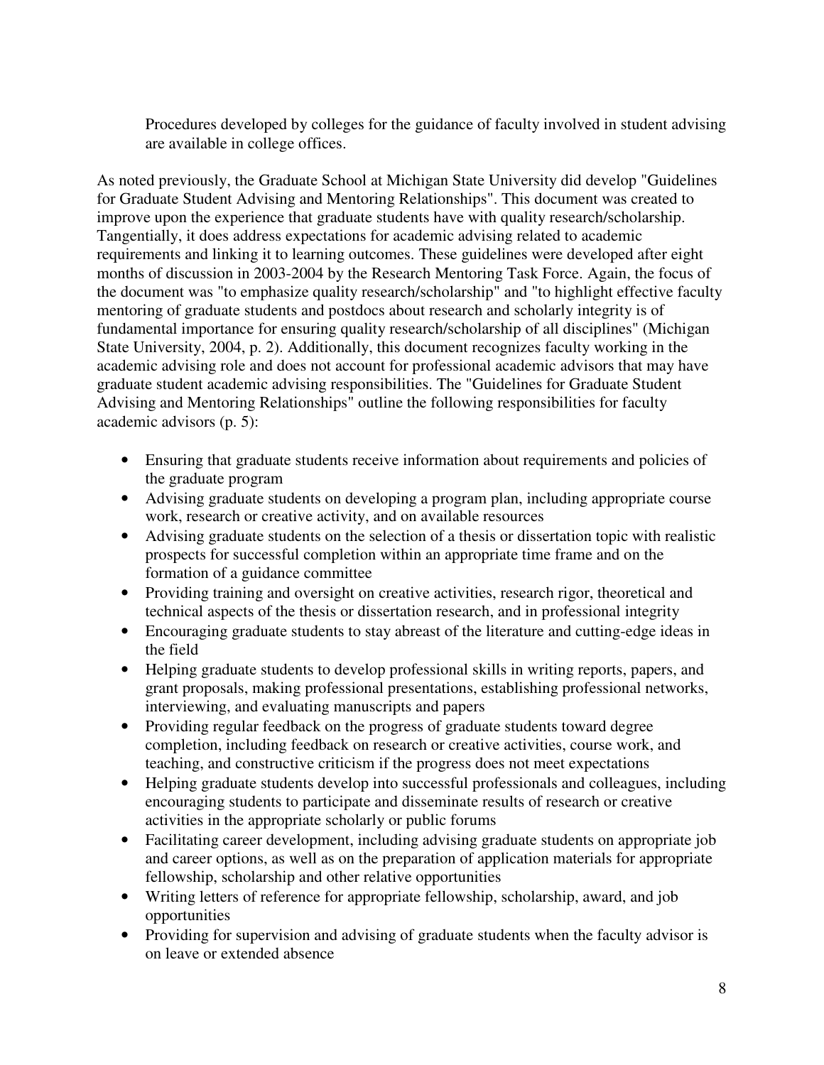Procedures developed by colleges for the guidance of faculty involved in student advising are available in college offices.

As noted previously, the Graduate School at Michigan State University did develop "Guidelines for Graduate Student Advising and Mentoring Relationships". This document was created to improve upon the experience that graduate students have with quality research/scholarship. Tangentially, it does address expectations for academic advising related to academic requirements and linking it to learning outcomes. These guidelines were developed after eight months of discussion in 2003-2004 by the Research Mentoring Task Force. Again, the focus of the document was "to emphasize quality research/scholarship" and "to highlight effective faculty mentoring of graduate students and postdocs about research and scholarly integrity is of fundamental importance for ensuring quality research/scholarship of all disciplines" (Michigan State University, 2004, p. 2). Additionally, this document recognizes faculty working in the academic advising role and does not account for professional academic advisors that may have graduate student academic advising responsibilities. The "Guidelines for Graduate Student Advising and Mentoring Relationships" outline the following responsibilities for faculty academic advisors (p. 5):

- Ensuring that graduate students receive information about requirements and policies of the graduate program
- Advising graduate students on developing a program plan, including appropriate course work, research or creative activity, and on available resources
- Advising graduate students on the selection of a thesis or dissertation topic with realistic prospects for successful completion within an appropriate time frame and on the formation of a guidance committee
- Providing training and oversight on creative activities, research rigor, theoretical and technical aspects of the thesis or dissertation research, and in professional integrity
- Encouraging graduate students to stay abreast of the literature and cutting-edge ideas in the field
- Helping graduate students to develop professional skills in writing reports, papers, and grant proposals, making professional presentations, establishing professional networks, interviewing, and evaluating manuscripts and papers
- Providing regular feedback on the progress of graduate students toward degree completion, including feedback on research or creative activities, course work, and teaching, and constructive criticism if the progress does not meet expectations
- Helping graduate students develop into successful professionals and colleagues, including encouraging students to participate and disseminate results of research or creative activities in the appropriate scholarly or public forums
- Facilitating career development, including advising graduate students on appropriate job and career options, as well as on the preparation of application materials for appropriate fellowship, scholarship and other relative opportunities
- Writing letters of reference for appropriate fellowship, scholarship, award, and job opportunities
- Providing for supervision and advising of graduate students when the faculty advisor is on leave or extended absence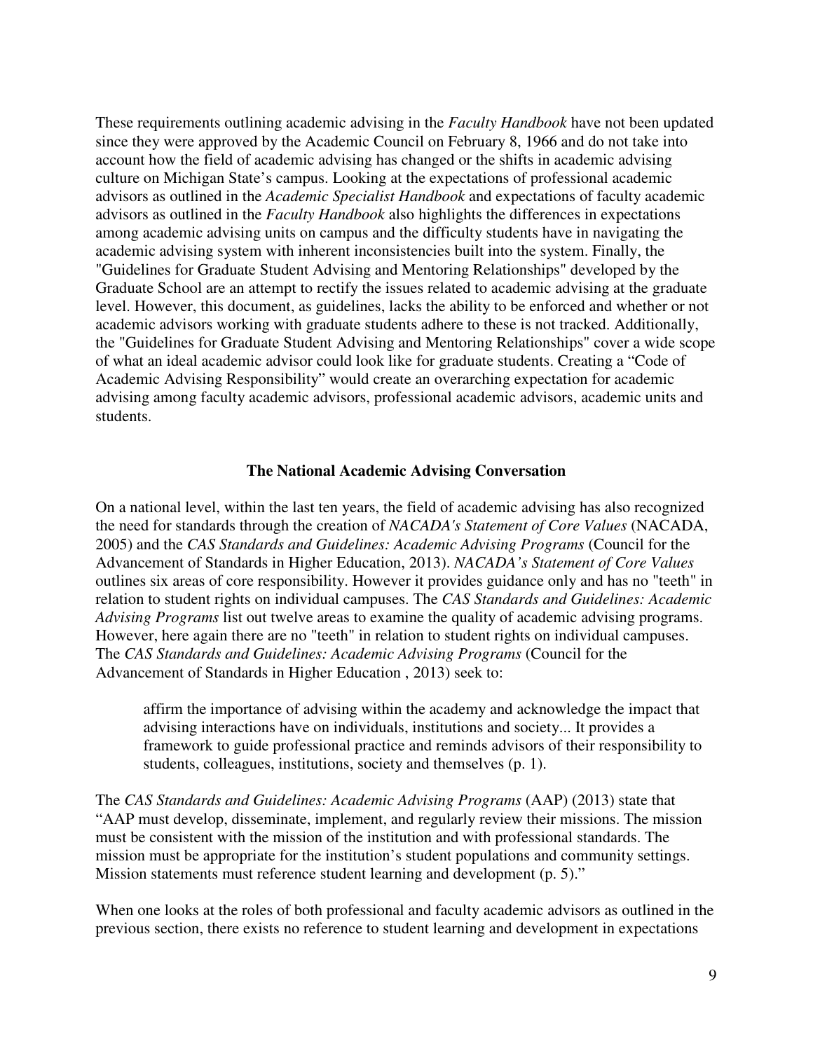These requirements outlining academic advising in the *Faculty Handbook* have not been updated since they were approved by the Academic Council on February 8, 1966 and do not take into account how the field of academic advising has changed or the shifts in academic advising culture on Michigan State's campus. Looking at the expectations of professional academic advisors as outlined in the *Academic Specialist Handbook* and expectations of faculty academic advisors as outlined in the *Faculty Handbook* also highlights the differences in expectations among academic advising units on campus and the difficulty students have in navigating the academic advising system with inherent inconsistencies built into the system. Finally, the "Guidelines for Graduate Student Advising and Mentoring Relationships" developed by the Graduate School are an attempt to rectify the issues related to academic advising at the graduate level. However, this document, as guidelines, lacks the ability to be enforced and whether or not academic advisors working with graduate students adhere to these is not tracked. Additionally, the "Guidelines for Graduate Student Advising and Mentoring Relationships" cover a wide scope of what an ideal academic advisor could look like for graduate students. Creating a "Code of Academic Advising Responsibility" would create an overarching expectation for academic advising among faculty academic advisors, professional academic advisors, academic units and students.

## The National Academic Advising Conversation

On a national level, within the last ten years, the field of academic advising has also recognized the need for standards through the creation of *NACADA's Statement of Core Values* (NACADA, 2005) and the *CAS Standards and Guidelines: Academic Advising Programs* (Council for the Advancement of Standards in Higher Education, 2013). *NACADA's Statement of Core Values* outlines six areas of core responsibility. However it provides guidance only and has no "teeth" in relation to student rights on individual campuses. The *CAS Standards and Guidelines: Academic Advising Programs* list out twelve areas to examine the quality of academic advising programs. However, here again there are no "teeth" in relation to student rights on individual campuses. The *CAS Standards and Guidelines: Academic Advising Programs* (Council for the Advancement of Standards in Higher Education , 2013) seek to:

> affirm the importance of advising within the academy and acknowledge the impact that advising interactions have on individuals, institutions and society... It provides a framework to guide professional practice and reminds advisors of their responsibility to students, colleagues, institutions, society and themselves (p. 1).

The *CAS Standards and Guidelines: Academic Advising Programs* (AAP) (2013) state that "AAP must develop, disseminate, implement, and regularly review their missions. The mission must be consistent with the mission of the institution and with professional standards. The mission must be appropriate for the institution's student populations and community settings. Mission statements must reference student learning and development (p. 5)."

When one looks at the roles of both professional and faculty academic advisors as outlined in the previous section, there exists no reference to student learning and development in expectations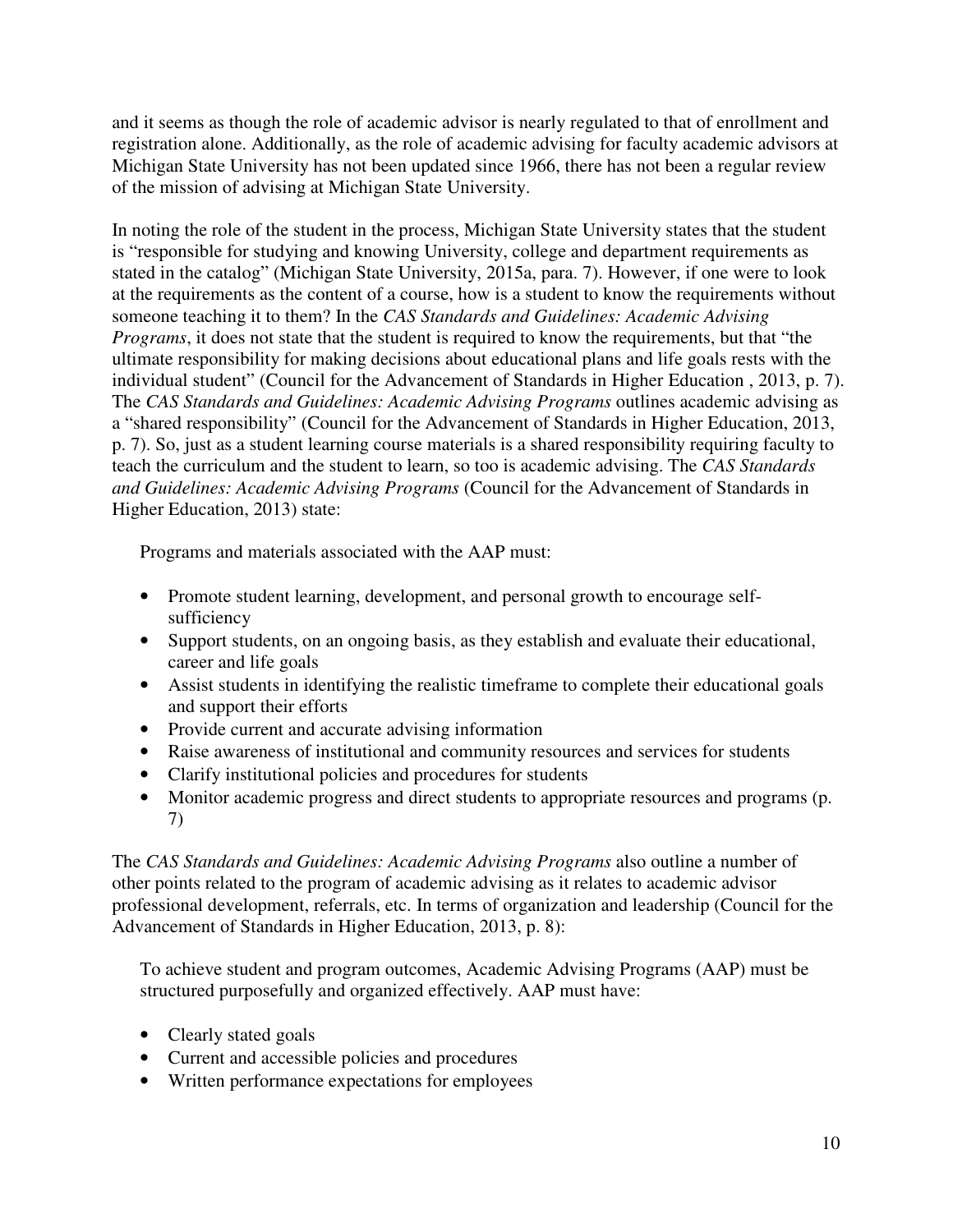and it seems as though the role of academic advisor is nearly regulated to that of enrollment and registration alone. Additionally, as the role of academic advising for faculty academic advisors at Michigan State University has not been updated since 1966, there has not been a regular review of the mission of advising at Michigan State University.

In noting the role of the student in the process, Michigan State University states that the student is "responsible for studying and knowing University, college and department requirements as stated in the catalog" (Michigan State University, 2015a, para. 7). However, if one were to look at the requirements as the content of a course, how is a student to know the requirements without someone teaching it to them? In the *CAS Standards and Guidelines: Academic Advising Programs*, it does not state that the student is required to know the requirements, but that "the ultimate responsibility for making decisions about educational plans and life goals rests with the individual student" (Council for the Advancement of Standards in Higher Education , 2013, p. 7). The *CAS Standards and Guidelines: Academic Advising Programs* outlines academic advising as a "shared responsibility" (Council for the Advancement of Standards in Higher Education, 2013, p. 7). So, just as a student learning course materials is a shared responsibility requiring faculty to teach the curriculum and the student to learn, so too is academic advising. The *CAS Standards and Guidelines: Academic Advising Programs* (Council for the Advancement of Standards in Higher Education, 2013) state:

> Programs and materials associated with the AAP must:
>
> - Promote student learning, development, and personal growth to encourage self-sufficiency
> - Support students, on an ongoing basis, as they establish and evaluate their educational, career and life goals
> - Assist students in identifying the realistic timeframe to complete their educational goals and support their efforts
> - Provide current and accurate advising information
> - Raise awareness of institutional and community resources and services for students
> - Clarify institutional policies and procedures for students
> - Monitor academic progress and direct students to appropriate resources and programs (p. 7)

The *CAS Standards and Guidelines: Academic Advising Programs* also outline a number of other points related to the program of academic advising as it relates to academic advisor professional development, referrals, etc. In terms of organization and leadership (Council for the Advancement of Standards in Higher Education, 2013, p. 8):

> To achieve student and program outcomes, Academic Advising Programs (AAP) must be structured purposefully and organized effectively. AAP must have:
>
> - Clearly stated goals
> - Current and accessible policies and procedures
> - Written performance expectations for employees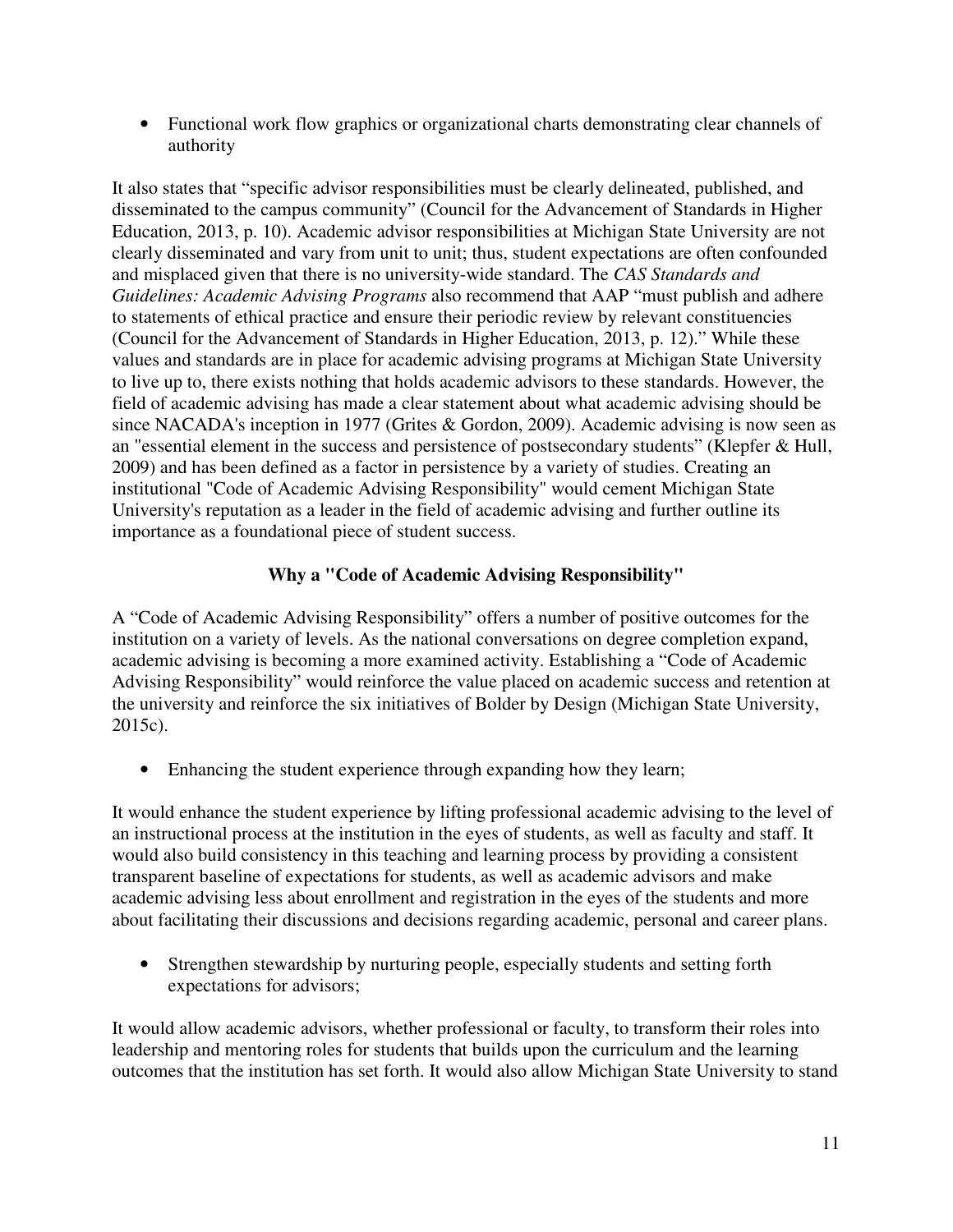- Functional work flow graphics or organizational charts demonstrating clear channels of authority

It also states that "specific advisor responsibilities must be clearly delineated, published, and disseminated to the campus community" (Council for the Advancement of Standards in Higher Education, 2013, p. 10). Academic advisor responsibilities at Michigan State University are not clearly disseminated and vary from unit to unit; thus, student expectations are often confounded and misplaced given that there is no university-wide standard. The *CAS Standards and Guidelines: Academic Advising Programs* also recommend that AAP "must publish and adhere to statements of ethical practice and ensure their periodic review by relevant constituencies (Council for the Advancement of Standards in Higher Education, 2013, p. 12)." While these values and standards are in place for academic advising programs at Michigan State University to live up to, there exists nothing that holds academic advisors to these standards. However, the field of academic advising has made a clear statement about what academic advising should be since NACADA's inception in 1977 (Grites & Gordon, 2009). Academic advising is now seen as an "essential element in the success and persistence of postsecondary students" (Klepfer & Hull, 2009) and has been defined as a factor in persistence by a variety of studies. Creating an institutional "Code of Academic Advising Responsibility" would cement Michigan State University's reputation as a leader in the field of academic advising and further outline its importance as a foundational piece of student success.

## Why a "Code of Academic Advising Responsibility"

A "Code of Academic Advising Responsibility" offers a number of positive outcomes for the institution on a variety of levels. As the national conversations on degree completion expand, academic advising is becoming a more examined activity. Establishing a "Code of Academic Advising Responsibility" would reinforce the value placed on academic success and retention at the university and reinforce the six initiatives of Bolder by Design (Michigan State University, 2015c).

- Enhancing the student experience through expanding how they learn;

It would enhance the student experience by lifting professional academic advising to the level of an instructional process at the institution in the eyes of students, as well as faculty and staff. It would also build consistency in this teaching and learning process by providing a consistent transparent baseline of expectations for students, as well as academic advisors and make academic advising less about enrollment and registration in the eyes of the students and more about facilitating their discussions and decisions regarding academic, personal and career plans.

- Strengthen stewardship by nurturing people, especially students and setting forth expectations for advisors;

It would allow academic advisors, whether professional or faculty, to transform their roles into leadership and mentoring roles for students that builds upon the curriculum and the learning outcomes that the institution has set forth. It would also allow Michigan State University to stand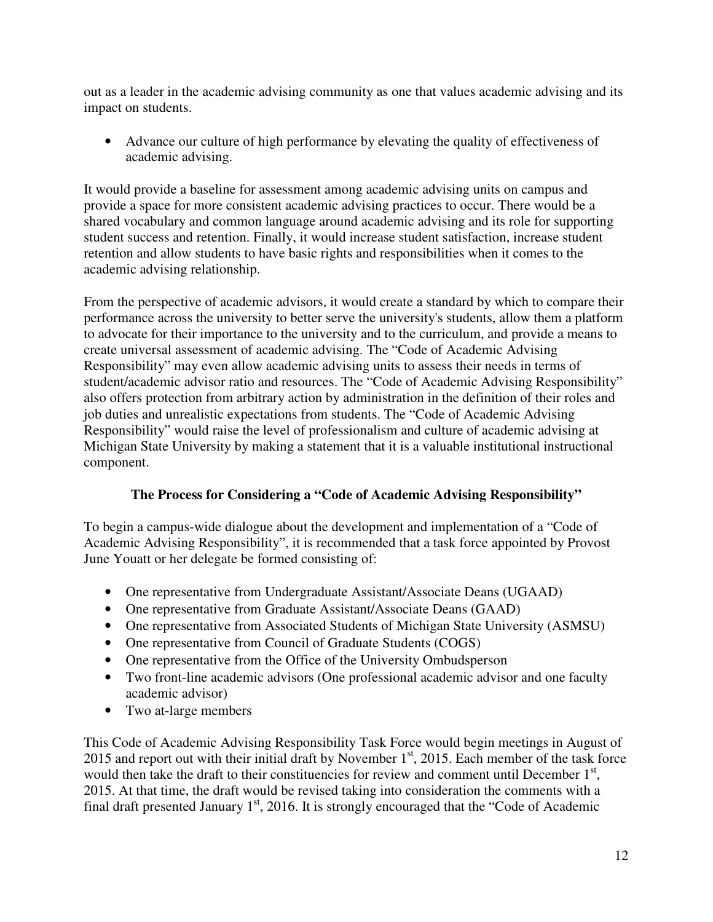out as a leader in the academic advising community as one that values academic advising and its impact on students.

- Advance our culture of high performance by elevating the quality of effectiveness of academic advising.

It would provide a baseline for assessment among academic advising units on campus and provide a space for more consistent academic advising practices to occur. There would be a shared vocabulary and common language around academic advising and its role for supporting student success and retention. Finally, it would increase student satisfaction, increase student retention and allow students to have basic rights and responsibilities when it comes to the academic advising relationship.

From the perspective of academic advisors, it would create a standard by which to compare their performance across the university to better serve the university's students, allow them a platform to advocate for their importance to the university and to the curriculum, and provide a means to create universal assessment of academic advising. The "Code of Academic Advising Responsibility" may even allow academic advising units to assess their needs in terms of student/academic advisor ratio and resources. The "Code of Academic Advising Responsibility" also offers protection from arbitrary action by administration in the definition of their roles and job duties and unrealistic expectations from students. The "Code of Academic Advising Responsibility" would raise the level of professionalism and culture of academic advising at Michigan State University by making a statement that it is a valuable institutional instructional component.

### The Process for Considering a "Code of Academic Advising Responsibility"

To begin a campus-wide dialogue about the development and implementation of a "Code of Academic Advising Responsibility", it is recommended that a task force appointed by Provost June Youatt or her delegate be formed consisting of:

- One representative from Undergraduate Assistant/Associate Deans (UGAAD)
- One representative from Graduate Assistant/Associate Deans (GAAD)
- One representative from Associated Students of Michigan State University (ASMSU)
- One representative from Council of Graduate Students (COGS)
- One representative from the Office of the University Ombudsperson
- Two front-line academic advisors (One professional academic advisor and one faculty academic advisor)
- Two at-large members

This Code of Academic Advising Responsibility Task Force would begin meetings in August of 2015 and report out with their initial draft by November 1st, 2015. Each member of the task force would then take the draft to their constituencies for review and comment until December 1st, 2015. At that time, the draft would be revised taking into consideration the comments with a final draft presented January 1st, 2016. It is strongly encouraged that the "Code of Academic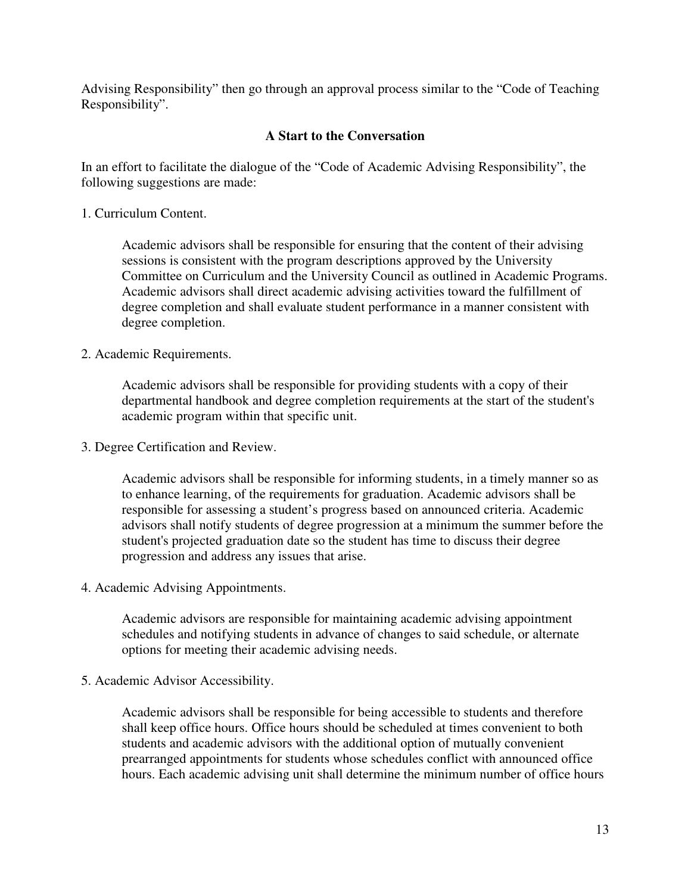Advising Responsibility" then go through an approval process similar to the "Code of Teaching Responsibility".

## A Start to the Conversation

In an effort to facilitate the dialogue of the "Code of Academic Advising Responsibility", the following suggestions are made:

1. Curriculum Content.

   Academic advisors shall be responsible for ensuring that the content of their advising sessions is consistent with the program descriptions approved by the University Committee on Curriculum and the University Council as outlined in Academic Programs. Academic advisors shall direct academic advising activities toward the fulfillment of degree completion and shall evaluate student performance in a manner consistent with degree completion.

2. Academic Requirements.

   Academic advisors shall be responsible for providing students with a copy of their departmental handbook and degree completion requirements at the start of the student's academic program within that specific unit.

3. Degree Certification and Review.

   Academic advisors shall be responsible for informing students, in a timely manner so as to enhance learning, of the requirements for graduation. Academic advisors shall be responsible for assessing a student's progress based on announced criteria. Academic advisors shall notify students of degree progression at a minimum the summer before the student's projected graduation date so the student has time to discuss their degree progression and address any issues that arise.

4. Academic Advising Appointments.

   Academic advisors are responsible for maintaining academic advising appointment schedules and notifying students in advance of changes to said schedule, or alternate options for meeting their academic advising needs.

5. Academic Advisor Accessibility.

   Academic advisors shall be responsible for being accessible to students and therefore shall keep office hours. Office hours should be scheduled at times convenient to both students and academic advisors with the additional option of mutually convenient prearranged appointments for students whose schedules conflict with announced office hours. Each academic advising unit shall determine the minimum number of office hours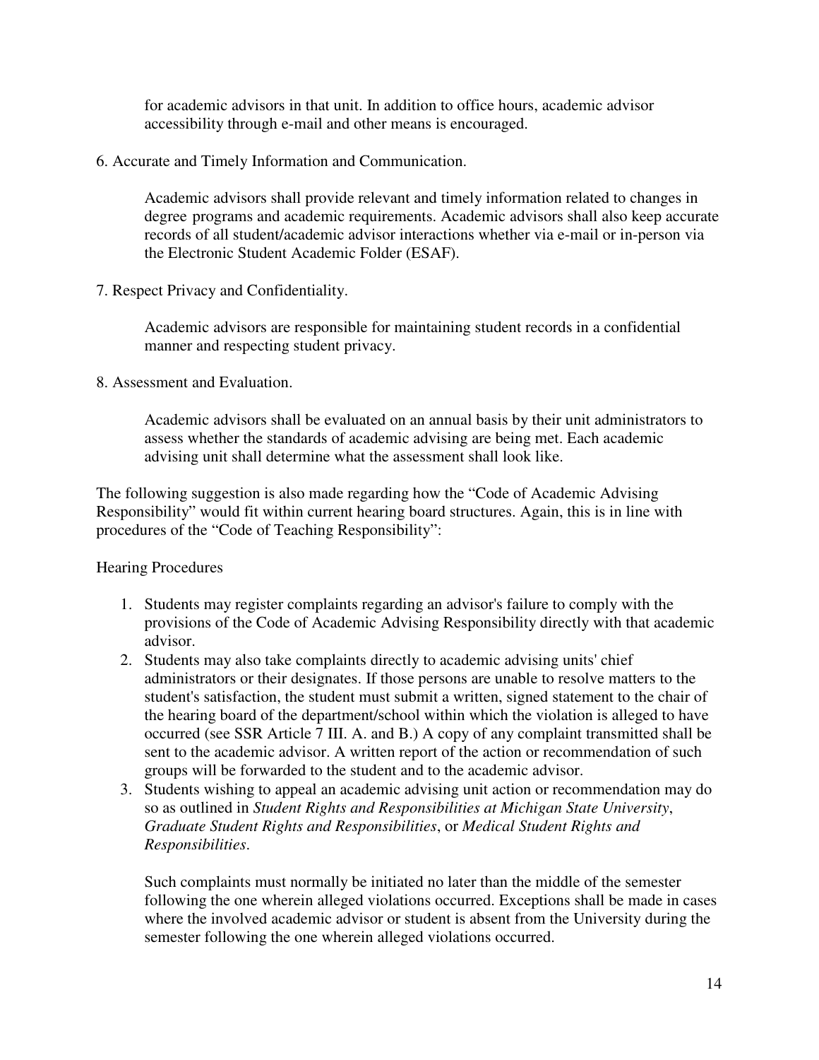for academic advisors in that unit. In addition to office hours, academic advisor accessibility through e-mail and other means is encouraged.

6. Accurate and Timely Information and Communication.

   Academic advisors shall provide relevant and timely information related to changes in degree programs and academic requirements. Academic advisors shall also keep accurate records of all student/academic advisor interactions whether via e-mail or in-person via the Electronic Student Academic Folder (ESAF).

7. Respect Privacy and Confidentiality.

   Academic advisors are responsible for maintaining student records in a confidential manner and respecting student privacy.

8. Assessment and Evaluation.

   Academic advisors shall be evaluated on an annual basis by their unit administrators to assess whether the standards of academic advising are being met. Each academic advising unit shall determine what the assessment shall look like.

The following suggestion is also made regarding how the "Code of Academic Advising Responsibility" would fit within current hearing board structures. Again, this is in line with procedures of the "Code of Teaching Responsibility":

Hearing Procedures

1. Students may register complaints regarding an advisor's failure to comply with the provisions of the Code of Academic Advising Responsibility directly with that academic advisor.
2. Students may also take complaints directly to academic advising units' chief administrators or their designates. If those persons are unable to resolve matters to the student's satisfaction, the student must submit a written, signed statement to the chair of the hearing board of the department/school within which the violation is alleged to have occurred (see SSR Article 7 III. A. and B.) A copy of any complaint transmitted shall be sent to the academic advisor. A written report of the action or recommendation of such groups will be forwarded to the student and to the academic advisor.
3. Students wishing to appeal an academic advising unit action or recommendation may do so as outlined in *Student Rights and Responsibilities at Michigan State University*, *Graduate Student Rights and Responsibilities*, or *Medical Student Rights and Responsibilities*.

   Such complaints must normally be initiated no later than the middle of the semester following the one wherein alleged violations occurred. Exceptions shall be made in cases where the involved academic advisor or student is absent from the University during the semester following the one wherein alleged violations occurred.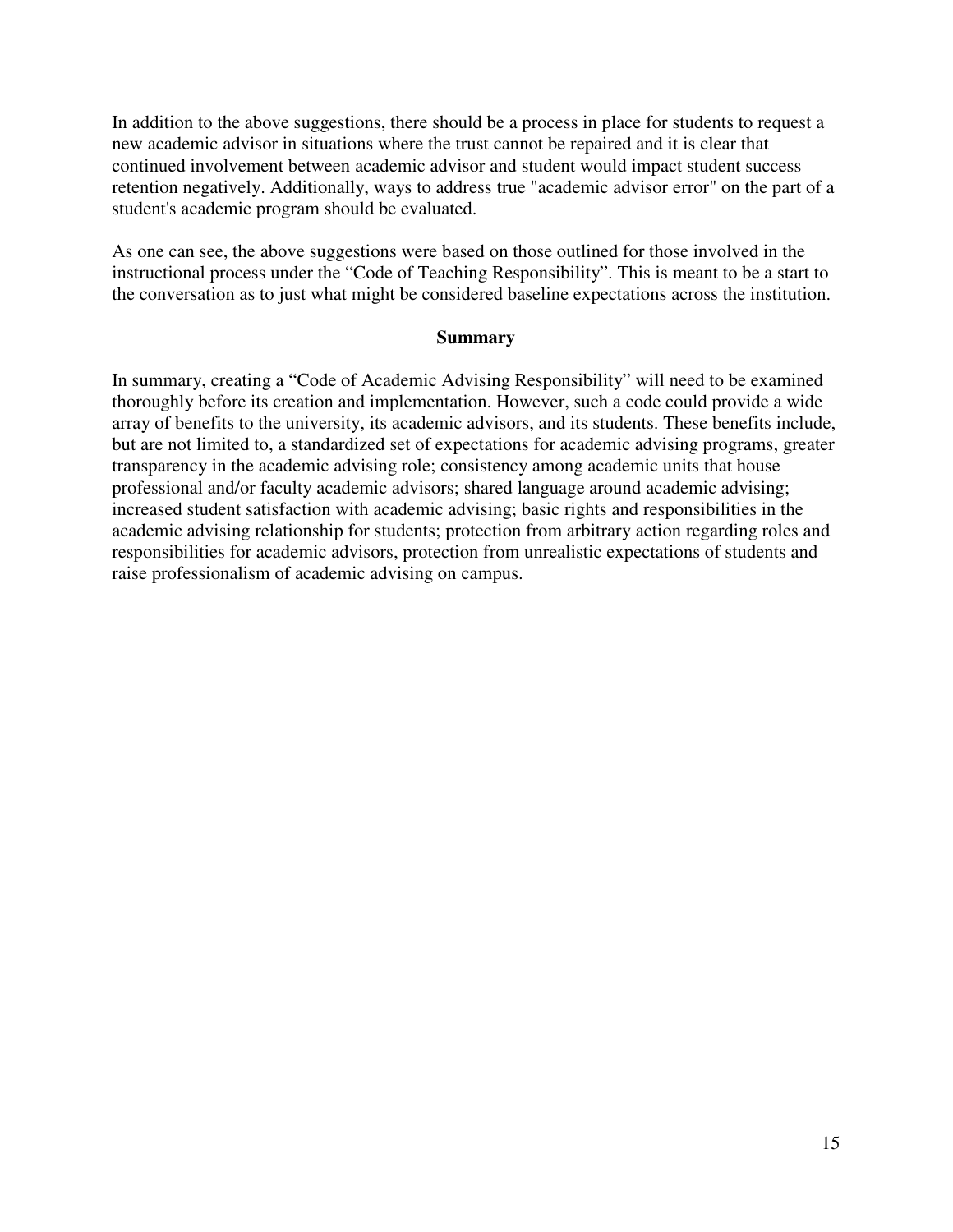In addition to the above suggestions, there should be a process in place for students to request a new academic advisor in situations where the trust cannot be repaired and it is clear that continued involvement between academic advisor and student would impact student success retention negatively. Additionally, ways to address true "academic advisor error" on the part of a student's academic program should be evaluated.

As one can see, the above suggestions were based on those outlined for those involved in the instructional process under the “Code of Teaching Responsibility”. This is meant to be a start to the conversation as to just what might be considered baseline expectations across the institution.

## Summary

In summary, creating a “Code of Academic Advising Responsibility” will need to be examined thoroughly before its creation and implementation. However, such a code could provide a wide array of benefits to the university, its academic advisors, and its students. These benefits include, but are not limited to, a standardized set of expectations for academic advising programs, greater transparency in the academic advising role; consistency among academic units that house professional and/or faculty academic advisors; shared language around academic advising; increased student satisfaction with academic advising; basic rights and responsibilities in the academic advising relationship for students; protection from arbitrary action regarding roles and responsibilities for academic advisors, protection from unrealistic expectations of students and raise professionalism of academic advising on campus.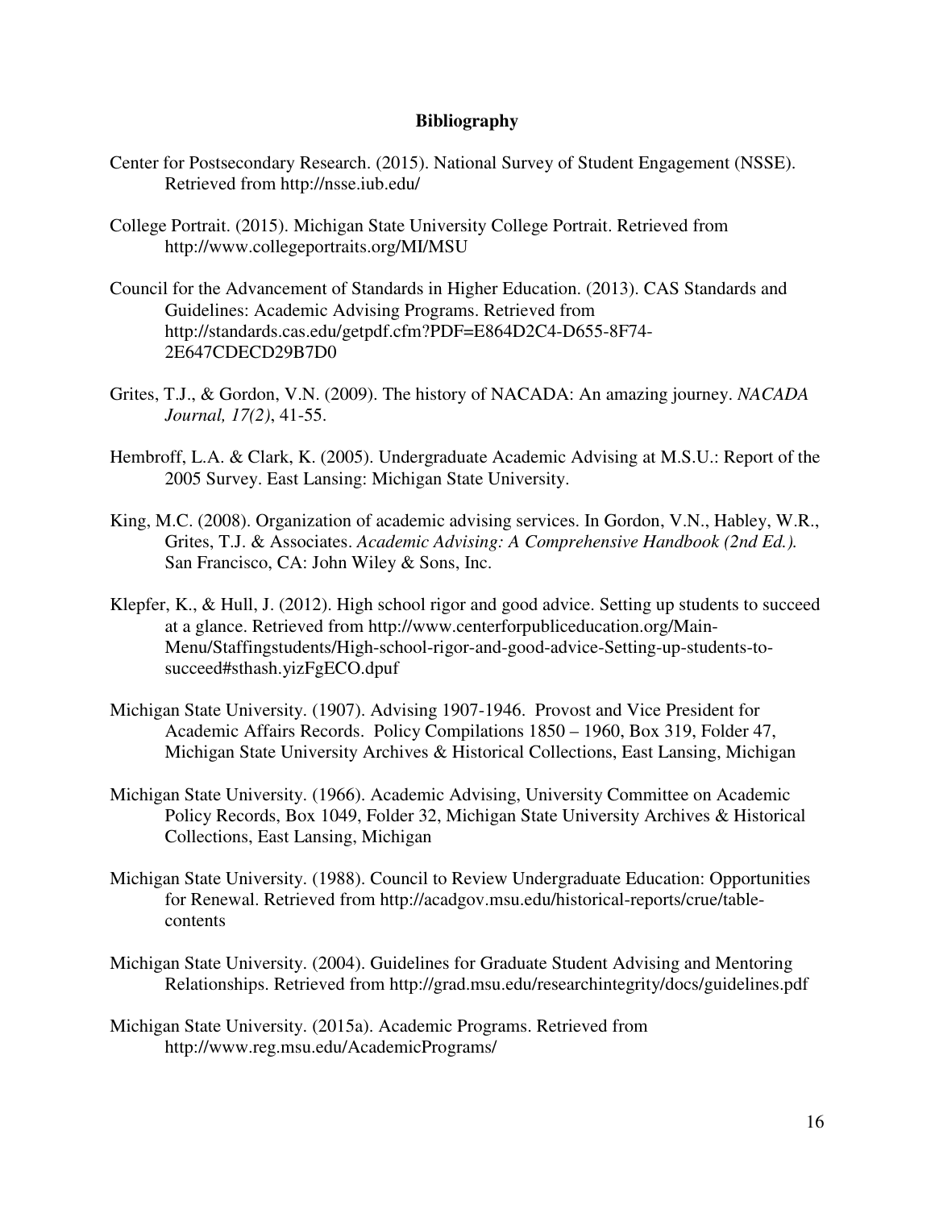# Bibliography

Center for Postsecondary Research. (2015). National Survey of Student Engagement (NSSE). Retrieved from http://nsse.iub.edu/

College Portrait. (2015). Michigan State University College Portrait. Retrieved from http://www.collegeportraits.org/MI/MSU

Council for the Advancement of Standards in Higher Education. (2013). CAS Standards and Guidelines: Academic Advising Programs. Retrieved from http://standards.cas.edu/getpdf.cfm?PDF=E864D2C4-D655-8F74-2E647CDECD29B7D0

Grites, T.J., & Gordon, V.N. (2009). The history of NACADA: An amazing journey. *NACADA Journal, 17(2)*, 41-55.

Hembroff, L.A. & Clark, K. (2005). Undergraduate Academic Advising at M.S.U.: Report of the 2005 Survey. East Lansing: Michigan State University.

King, M.C. (2008). Organization of academic advising services. In Gordon, V.N., Habley, W.R., Grites, T.J. & Associates. *Academic Advising: A Comprehensive Handbook (2nd Ed.).* San Francisco, CA: John Wiley & Sons, Inc.

Klepfer, K., & Hull, J. (2012). High school rigor and good advice. Setting up students to succeed at a glance. Retrieved from http://www.centerforpubliceducation.org/Main-Menu/Staffingstudents/High-school-rigor-and-good-advice-Setting-up-students-to-succeed#sthash.yizFgECO.dpuf

Michigan State University. (1907). Advising 1907-1946. Provost and Vice President for Academic Affairs Records. Policy Compilations 1850 – 1960, Box 319, Folder 47, Michigan State University Archives & Historical Collections, East Lansing, Michigan

Michigan State University. (1966). Academic Advising, University Committee on Academic Policy Records, Box 1049, Folder 32, Michigan State University Archives & Historical Collections, East Lansing, Michigan

Michigan State University. (1988). Council to Review Undergraduate Education: Opportunities for Renewal. Retrieved from http://acadgov.msu.edu/historical-reports/crue/table-contents

Michigan State University. (2004). Guidelines for Graduate Student Advising and Mentoring Relationships. Retrieved from http://grad.msu.edu/researchintegrity/docs/guidelines.pdf

Michigan State University. (2015a). Academic Programs. Retrieved from http://www.reg.msu.edu/AcademicPrograms/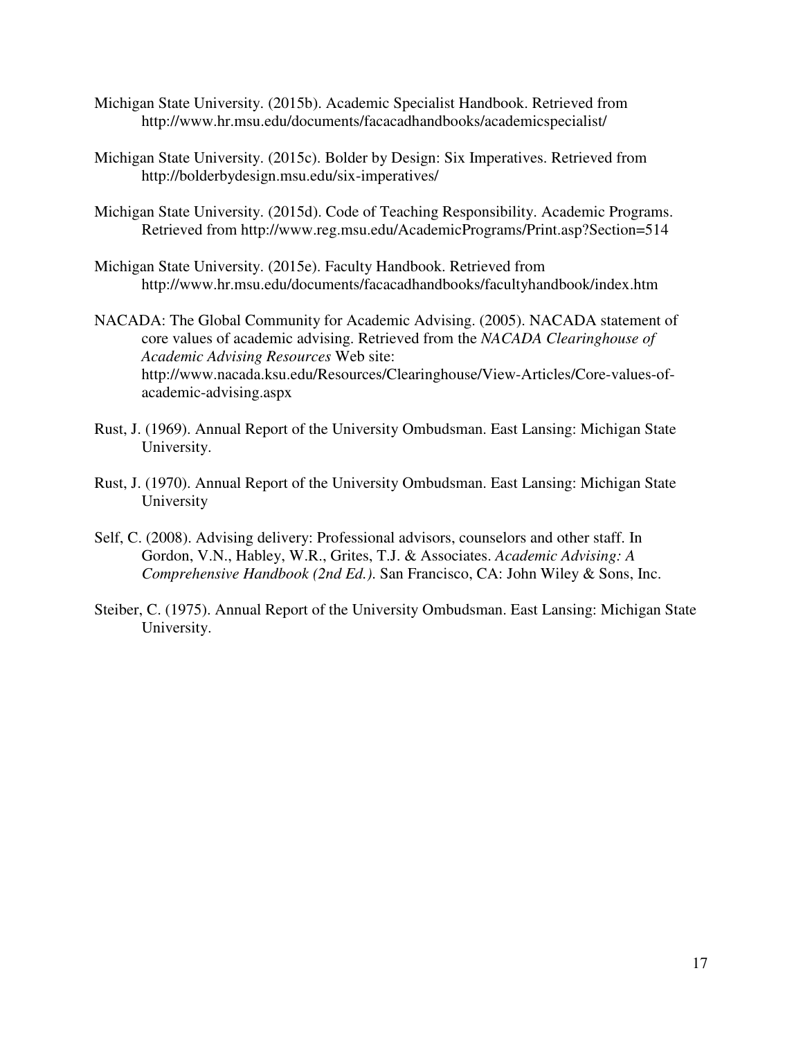Michigan State University. (2015b). Academic Specialist Handbook. Retrieved from http://www.hr.msu.edu/documents/facacadhandbooks/academicspecialist/

Michigan State University. (2015c). Bolder by Design: Six Imperatives. Retrieved from http://bolderbydesign.msu.edu/six-imperatives/

Michigan State University. (2015d). Code of Teaching Responsibility. Academic Programs. Retrieved from http://www.reg.msu.edu/AcademicPrograms/Print.asp?Section=514

Michigan State University. (2015e). Faculty Handbook. Retrieved from http://www.hr.msu.edu/documents/facacadhandbooks/facultyhandbook/index.htm

NACADA: The Global Community for Academic Advising. (2005). NACADA statement of core values of academic advising. Retrieved from the *NACADA Clearinghouse of Academic Advising Resources* Web site: http://www.nacada.ksu.edu/Resources/Clearinghouse/View-Articles/Core-values-of-academic-advising.aspx

Rust, J. (1969). Annual Report of the University Ombudsman. East Lansing: Michigan State University.

Rust, J. (1970). Annual Report of the University Ombudsman. East Lansing: Michigan State University

Self, C. (2008). Advising delivery: Professional advisors, counselors and other staff. In Gordon, V.N., Habley, W.R., Grites, T.J. & Associates. *Academic Advising: A Comprehensive Handbook (2nd Ed.).* San Francisco, CA: John Wiley & Sons, Inc.

Steiber, C. (1975). Annual Report of the University Ombudsman. East Lansing: Michigan State University.